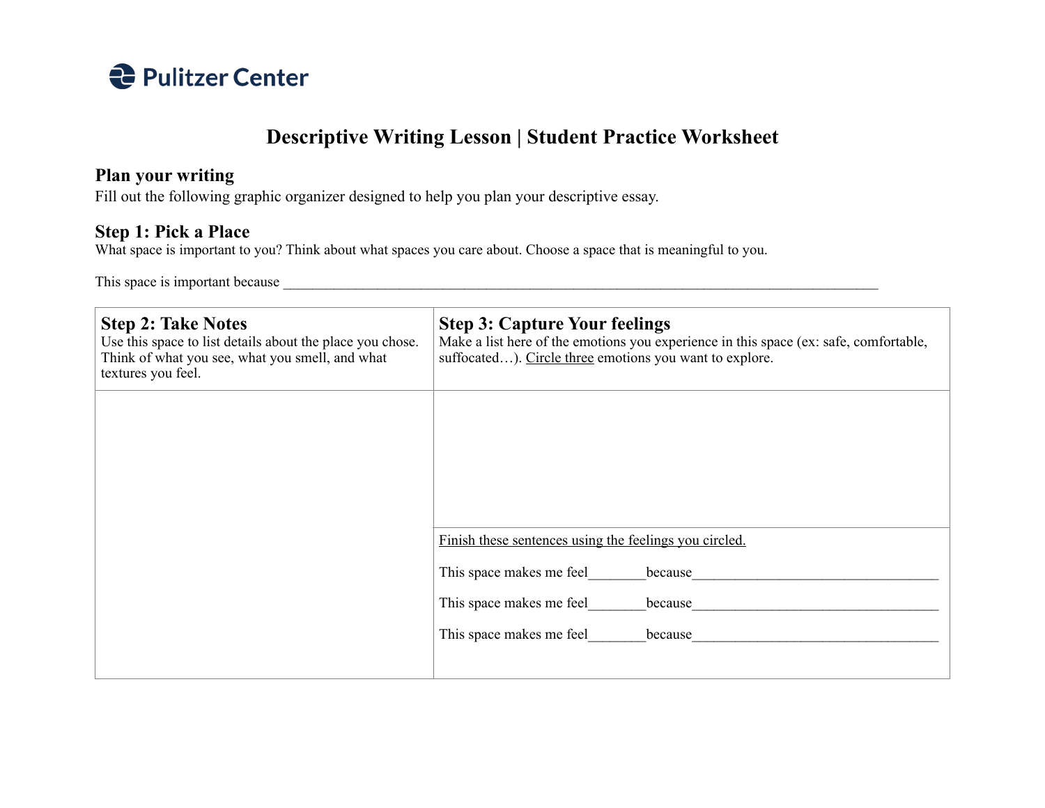Pulitzer Center

# Descriptive Writing Lesson | Student Practice Worksheet

## Plan your writing

Fill out the following graphic organizer designed to help you plan your descriptive essay.

## Step 1: Pick a Place

What space is important to you? Think about what spaces you care about. Choose a space that is meaningful to you.

This space is important because ___________________________________________________________________________________

| **Step 2: Take Notes**<br>Use this space to list details about the place you chose. Think of what you see, what you smell, and what textures you feel. | **Step 3: Capture Your feelings**<br>Make a list here of the emotions you experience in this space (ex: safe, comfortable, suffocated…). Circle three emotions you want to explore. |
| --- | --- |
| | |
| | Finish these sentences using the feelings you circled.<br><br>This space makes me feel________because__________________________________<br><br>This space makes me feel________because__________________________________<br><br>This space makes me feel________because__________________________________ |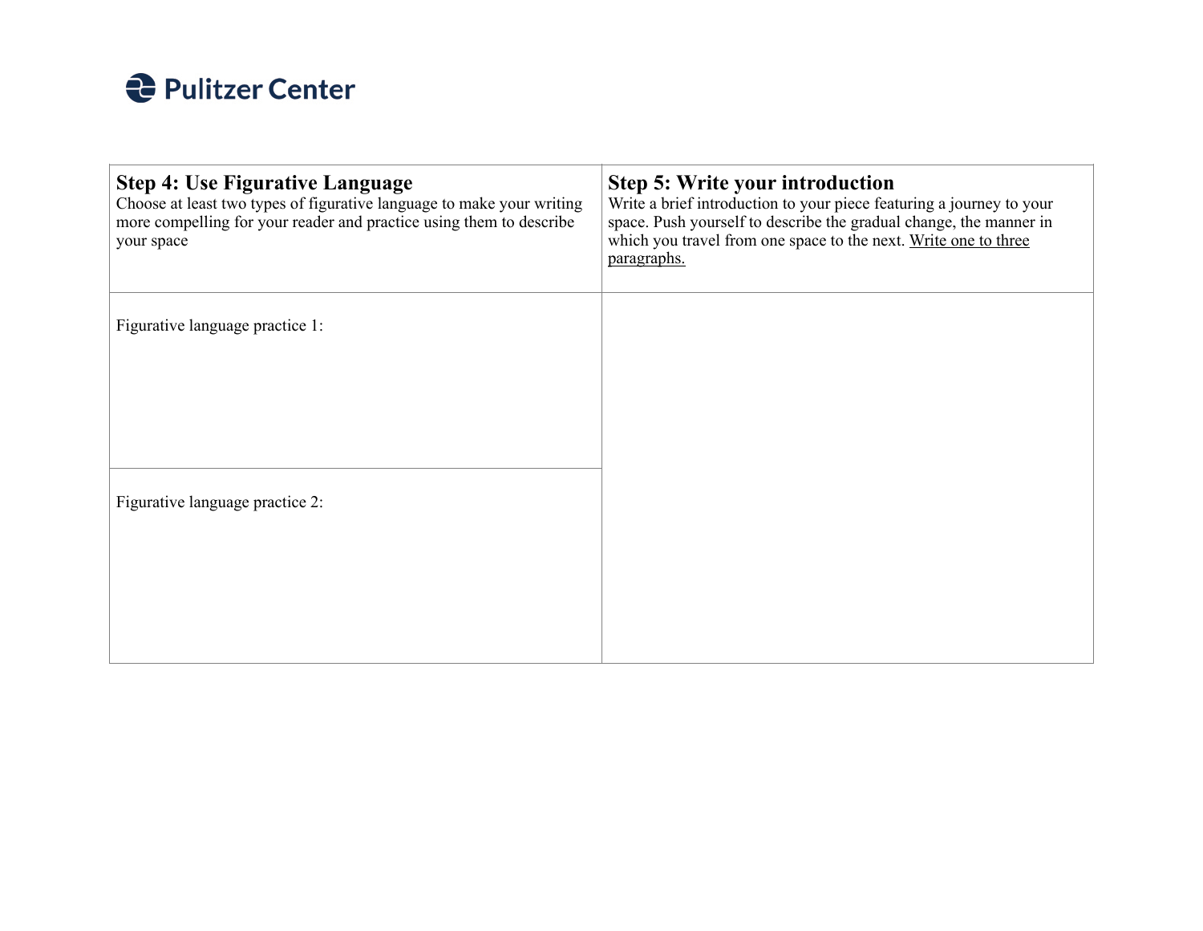| Step 4: Use Figurative Language | Step 5: Write your introduction |
|---|---|
| **Step 4: Use Figurative Language**<br>Choose at least two types of figurative language to make your writing more compelling for your reader and practice using them to describe your space | **Step 5: Write your introduction**<br>Write a brief introduction to your piece featuring a journey to your space. Push yourself to describe the gradual change, the manner in which you travel from one space to the next. <u>Write one to three paragraphs.</u> |
| Figurative language practice 1: | |
| Figurative language practice 2: | |